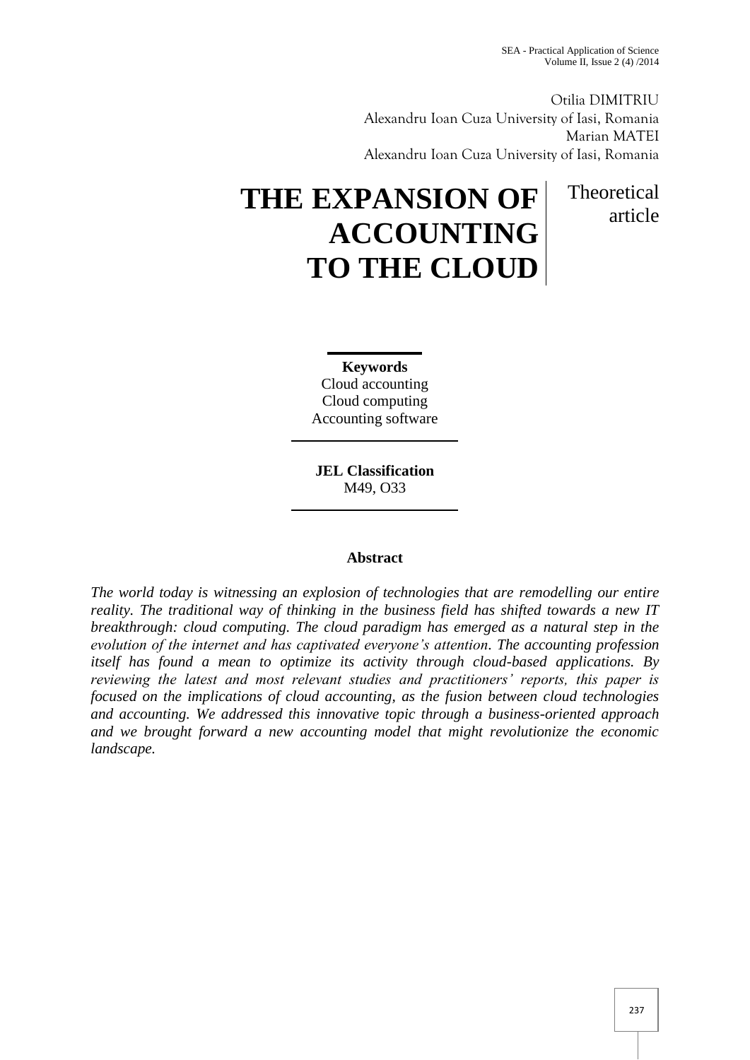Otilia DIMITRIU
Alexandru Ioan Cuza University of Iasi, Romania
Marian MATEI
Alexandru Ioan Cuza University of Iasi, Romania

# THE EXPANSION OF ACCOUNTING TO THE CLOUD

Theoretical article

**Keywords**
Cloud accounting
Cloud computing
Accounting software

**JEL Classification**
M49, O33

## Abstract

*The world today is witnessing an explosion of technologies that are remodelling our entire reality. The traditional way of thinking in the business field has shifted towards a new IT breakthrough: cloud computing. The cloud paradigm has emerged as a natural step in the evolution of the internet and has captivated everyone's attention. The accounting profession itself has found a mean to optimize its activity through cloud-based applications. By reviewing the latest and most relevant studies and practitioners' reports, this paper is focused on the implications of cloud accounting, as the fusion between cloud technologies and accounting. We addressed this innovative topic through a business-oriented approach and we brought forward a new accounting model that might revolutionize the economic landscape.*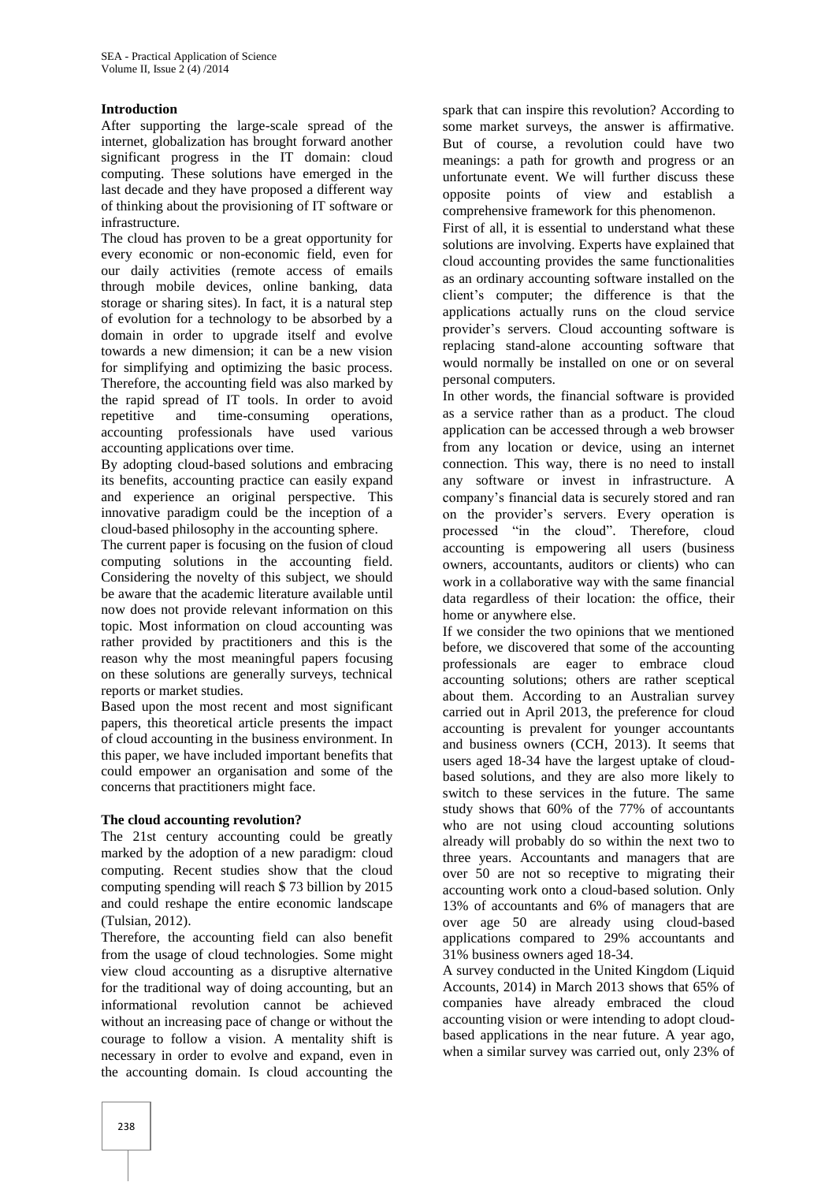## Introduction

After supporting the large-scale spread of the internet, globalization has brought forward another significant progress in the IT domain: cloud computing. These solutions have emerged in the last decade and they have proposed a different way of thinking about the provisioning of IT software or infrastructure.

The cloud has proven to be a great opportunity for every economic or non-economic field, even for our daily activities (remote access of emails through mobile devices, online banking, data storage or sharing sites). In fact, it is a natural step of evolution for a technology to be absorbed by a domain in order to upgrade itself and evolve towards a new dimension; it can be a new vision for simplifying and optimizing the basic process. Therefore, the accounting field was also marked by the rapid spread of IT tools. In order to avoid repetitive and time-consuming operations, accounting professionals have used various accounting applications over time.

By adopting cloud-based solutions and embracing its benefits, accounting practice can easily expand and experience an original perspective. This innovative paradigm could be the inception of a cloud-based philosophy in the accounting sphere.

The current paper is focusing on the fusion of cloud computing solutions in the accounting field. Considering the novelty of this subject, we should be aware that the academic literature available until now does not provide relevant information on this topic. Most information on cloud accounting was rather provided by practitioners and this is the reason why the most meaningful papers focusing on these solutions are generally surveys, technical reports or market studies.

Based upon the most recent and most significant papers, this theoretical article presents the impact of cloud accounting in the business environment. In this paper, we have included important benefits that could empower an organisation and some of the concerns that practitioners might face.

## The cloud accounting revolution?

The 21st century accounting could be greatly marked by the adoption of a new paradigm: cloud computing. Recent studies show that the cloud computing spending will reach $ 73 billion by 2015 and could reshape the entire economic landscape (Tulsian, 2012).

Therefore, the accounting field can also benefit from the usage of cloud technologies. Some might view cloud accounting as a disruptive alternative for the traditional way of doing accounting, but an informational revolution cannot be achieved without an increasing pace of change or without the courage to follow a vision. A mentality shift is necessary in order to evolve and expand, even in the accounting domain. Is cloud accounting the spark that can inspire this revolution? According to some market surveys, the answer is affirmative. But of course, a revolution could have two meanings: a path for growth and progress or an unfortunate event. We will further discuss these opposite points of view and establish a comprehensive framework for this phenomenon.

First of all, it is essential to understand what these solutions are involving. Experts have explained that cloud accounting provides the same functionalities as an ordinary accounting software installed on the client's computer; the difference is that the applications actually runs on the cloud service provider's servers. Cloud accounting software is replacing stand-alone accounting software that would normally be installed on one or on several personal computers.

In other words, the financial software is provided as a service rather than as a product. The cloud application can be accessed through a web browser from any location or device, using an internet connection. This way, there is no need to install any software or invest in infrastructure. A company's financial data is securely stored and ran on the provider's servers. Every operation is processed "in the cloud". Therefore, cloud accounting is empowering all users (business owners, accountants, auditors or clients) who can work in a collaborative way with the same financial data regardless of their location: the office, their home or anywhere else.

If we consider the two opinions that we mentioned before, we discovered that some of the accounting professionals are eager to embrace cloud accounting solutions; others are rather sceptical about them. According to an Australian survey carried out in April 2013, the preference for cloud accounting is prevalent for younger accountants and business owners (CCH, 2013). It seems that users aged 18-34 have the largest uptake of cloud-based solutions, and they are also more likely to switch to these services in the future. The same study shows that 60% of the 77% of accountants who are not using cloud accounting solutions already will probably do so within the next two to three years. Accountants and managers that are over 50 are not so receptive to migrating their accounting work onto a cloud-based solution. Only 13% of accountants and 6% of managers that are over age 50 are already using cloud-based applications compared to 29% accountants and 31% business owners aged 18-34.

A survey conducted in the United Kingdom (Liquid Accounts, 2014) in March 2013 shows that 65% of companies have already embraced the cloud accounting vision or were intending to adopt cloud-based applications in the near future. A year ago, when a similar survey was carried out, only 23% of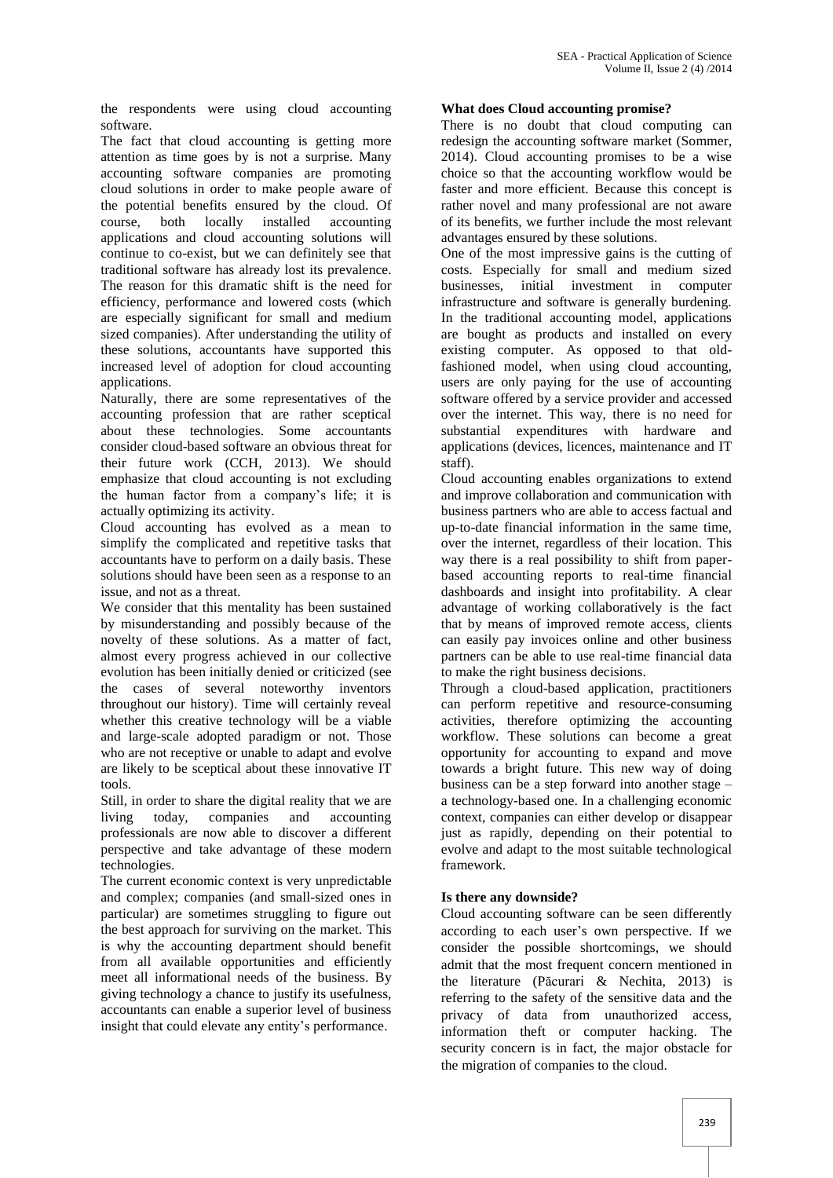the respondents were using cloud accounting software.

The fact that cloud accounting is getting more attention as time goes by is not a surprise. Many accounting software companies are promoting cloud solutions in order to make people aware of the potential benefits ensured by the cloud. Of course, both locally installed accounting applications and cloud accounting solutions will continue to co-exist, but we can definitely see that traditional software has already lost its prevalence. The reason for this dramatic shift is the need for efficiency, performance and lowered costs (which are especially significant for small and medium sized companies). After understanding the utility of these solutions, accountants have supported this increased level of adoption for cloud accounting applications.

Naturally, there are some representatives of the accounting profession that are rather sceptical about these technologies. Some accountants consider cloud-based software an obvious threat for their future work (CCH, 2013). We should emphasize that cloud accounting is not excluding the human factor from a company's life; it is actually optimizing its activity.

Cloud accounting has evolved as a mean to simplify the complicated and repetitive tasks that accountants have to perform on a daily basis. These solutions should have been seen as a response to an issue, and not as a threat.

We consider that this mentality has been sustained by misunderstanding and possibly because of the novelty of these solutions. As a matter of fact, almost every progress achieved in our collective evolution has been initially denied or criticized (see the cases of several noteworthy inventors throughout our history). Time will certainly reveal whether this creative technology will be a viable and large-scale adopted paradigm or not. Those who are not receptive or unable to adapt and evolve are likely to be sceptical about these innovative IT tools.

Still, in order to share the digital reality that we are living today, companies and accounting professionals are now able to discover a different perspective and take advantage of these modern technologies.

The current economic context is very unpredictable and complex; companies (and small-sized ones in particular) are sometimes struggling to figure out the best approach for surviving on the market. This is why the accounting department should benefit from all available opportunities and efficiently meet all informational needs of the business. By giving technology a chance to justify its usefulness, accountants can enable a superior level of business insight that could elevate any entity's performance.

**What does Cloud accounting promise?**

There is no doubt that cloud computing can redesign the accounting software market (Sommer, 2014). Cloud accounting promises to be a wise choice so that the accounting workflow would be faster and more efficient. Because this concept is rather novel and many professional are not aware of its benefits, we further include the most relevant advantages ensured by these solutions.

One of the most impressive gains is the cutting of costs. Especially for small and medium sized businesses, initial investment in computer infrastructure and software is generally burdening. In the traditional accounting model, applications are bought as products and installed on every existing computer. As opposed to that old-fashioned model, when using cloud accounting, users are only paying for the use of accounting software offered by a service provider and accessed over the internet. This way, there is no need for substantial expenditures with hardware and applications (devices, licences, maintenance and IT staff).

Cloud accounting enables organizations to extend and improve collaboration and communication with business partners who are able to access factual and up-to-date financial information in the same time, over the internet, regardless of their location. This way there is a real possibility to shift from paper-based accounting reports to real-time financial dashboards and insight into profitability. A clear advantage of working collaboratively is the fact that by means of improved remote access, clients can easily pay invoices online and other business partners can be able to use real-time financial data to make the right business decisions.

Through a cloud-based application, practitioners can perform repetitive and resource-consuming activities, therefore optimizing the accounting workflow. These solutions can become a great opportunity for accounting to expand and move towards a bright future. This new way of doing business can be a step forward into another stage – a technology-based one. In a challenging economic context, companies can either develop or disappear just as rapidly, depending on their potential to evolve and adapt to the most suitable technological framework.

**Is there any downside?**

Cloud accounting software can be seen differently according to each user's own perspective. If we consider the possible shortcomings, we should admit that the most frequent concern mentioned in the literature (Păcurari & Nechita, 2013) is referring to the safety of the sensitive data and the privacy of data from unauthorized access, information theft or computer hacking. The security concern is in fact, the major obstacle for the migration of companies to the cloud.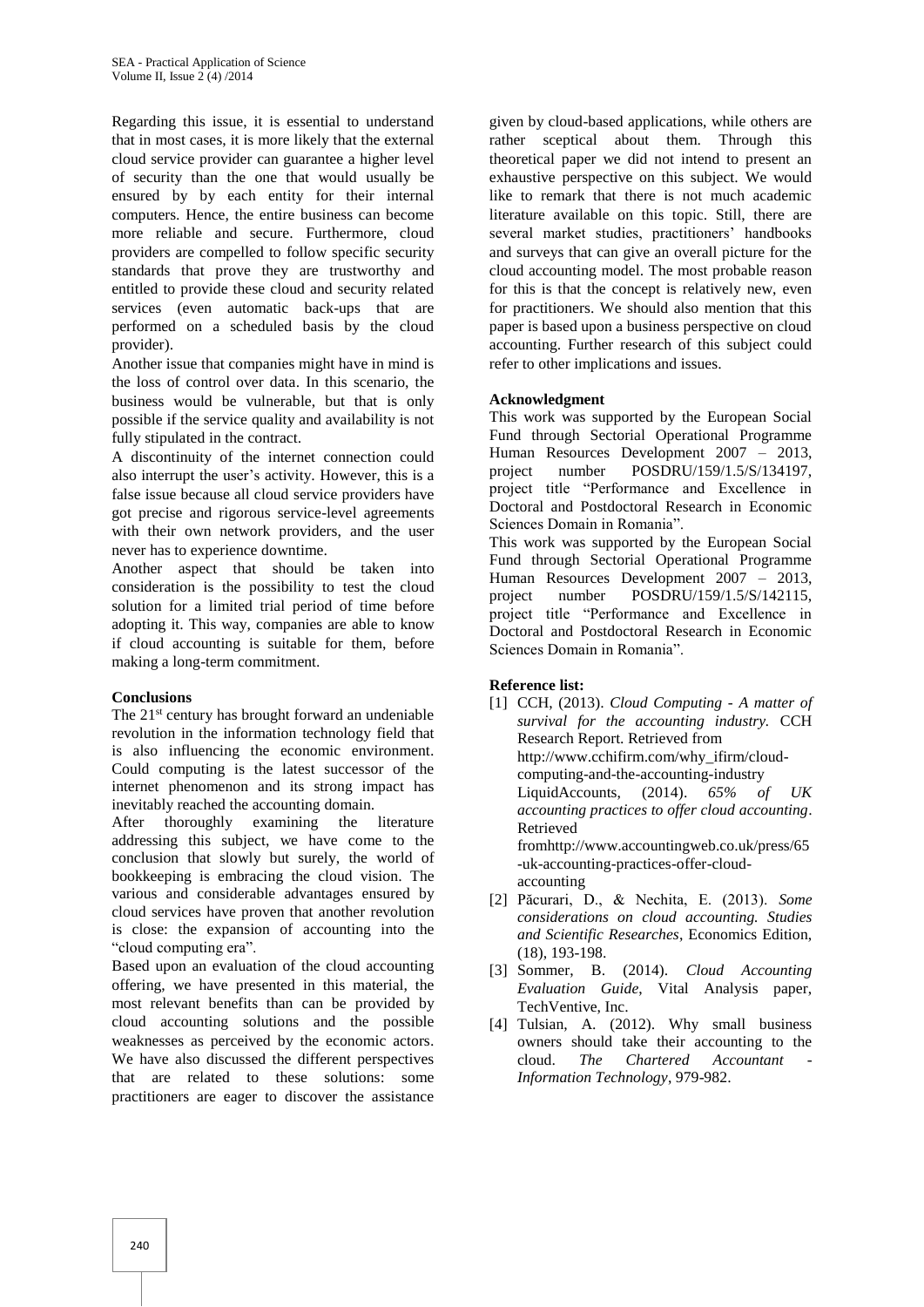Regarding this issue, it is essential to understand that in most cases, it is more likely that the external cloud service provider can guarantee a higher level of security than the one that would usually be ensured by by each entity for their internal computers. Hence, the entire business can become more reliable and secure. Furthermore, cloud providers are compelled to follow specific security standards that prove they are trustworthy and entitled to provide these cloud and security related services (even automatic back-ups that are performed on a scheduled basis by the cloud provider).

Another issue that companies might have in mind is the loss of control over data. In this scenario, the business would be vulnerable, but that is only possible if the service quality and availability is not fully stipulated in the contract.

A discontinuity of the internet connection could also interrupt the user's activity. However, this is a false issue because all cloud service providers have got precise and rigorous service-level agreements with their own network providers, and the user never has to experience downtime.

Another aspect that should be taken into consideration is the possibility to test the cloud solution for a limited trial period of time before adopting it. This way, companies are able to know if cloud accounting is suitable for them, before making a long-term commitment.

**Conclusions**

The 21st century has brought forward an undeniable revolution in the information technology field that is also influencing the economic environment. Could computing is the latest successor of the internet phenomenon and its strong impact has inevitably reached the accounting domain.

After thoroughly examining the literature addressing this subject, we have come to the conclusion that slowly but surely, the world of bookkeeping is embracing the cloud vision. The various and considerable advantages ensured by cloud services have proven that another revolution is close: the expansion of accounting into the "cloud computing era".

Based upon an evaluation of the cloud accounting offering, we have presented in this material, the most relevant benefits than can be provided by cloud accounting solutions and the possible weaknesses as perceived by the economic actors. We have also discussed the different perspectives that are related to these solutions: some practitioners are eager to discover the assistance given by cloud-based applications, while others are rather sceptical about them. Through this theoretical paper we did not intend to present an exhaustive perspective on this subject. We would like to remark that there is not much academic literature available on this topic. Still, there are several market studies, practitioners' handbooks and surveys that can give an overall picture for the cloud accounting model. The most probable reason for this is that the concept is relatively new, even for practitioners. We should also mention that this paper is based upon a business perspective on cloud accounting. Further research of this subject could refer to other implications and issues.

**Acknowledgment**

This work was supported by the European Social Fund through Sectorial Operational Programme Human Resources Development 2007 – 2013, project number POSDRU/159/1.5/S/134197, project title "Performance and Excellence in Doctoral and Postdoctoral Research in Economic Sciences Domain in Romania".

This work was supported by the European Social Fund through Sectorial Operational Programme Human Resources Development 2007 – 2013, project number POSDRU/159/1.5/S/142115, project title "Performance and Excellence in Doctoral and Postdoctoral Research in Economic Sciences Domain in Romania".

**Reference list:**

[1] CCH, (2013). *Cloud Computing - A matter of survival for the accounting industry.* CCH Research Report. Retrieved from http://www.cchifirm.com/why_ifirm/cloud-computing-and-the-accounting-industry
LiquidAccounts, (2014). *65% of UK accounting practices to offer cloud accounting*. Retrieved fromhttp://www.accountingweb.co.uk/press/65-uk-accounting-practices-offer-cloud-accounting

[2] Păcurari, D., & Nechita, E. (2013). *Some considerations on cloud accounting. Studies and Scientific Researches*, Economics Edition, (18), 193-198.

[3] Sommer, B. (2014). *Cloud Accounting Evaluation Guide*, Vital Analysis paper, TechVentive, Inc.

[4] Tulsian, A. (2012). Why small business owners should take their accounting to the cloud. *The Chartered Accountant - Information Technology*, 979-982.